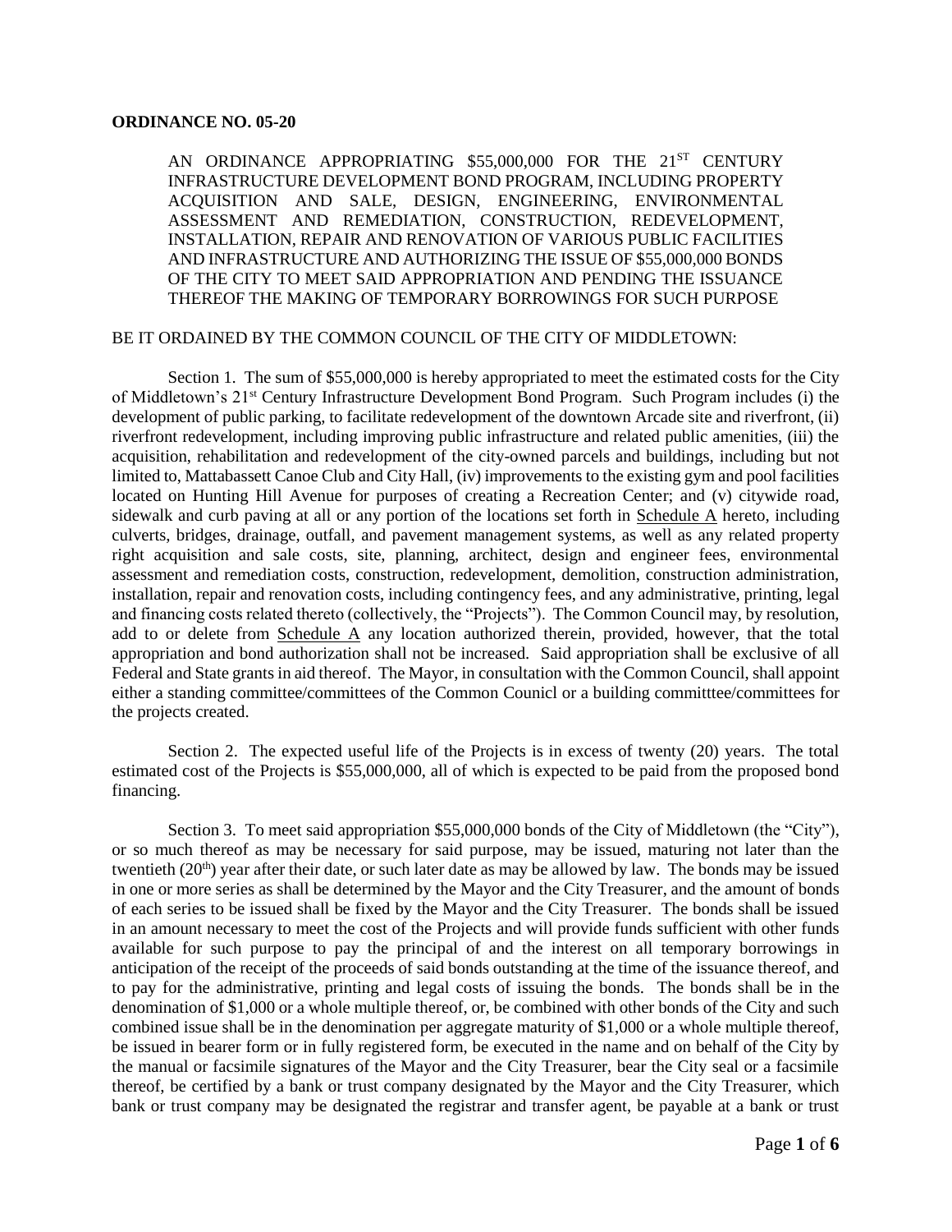**ORDINANCE NO. 05-20**

AN ORDINANCE APPROPRIATING $55,000,000 FOR THE 21ST CENTURY INFRASTRUCTURE DEVELOPMENT BOND PROGRAM, INCLUDING PROPERTY ACQUISITION AND SALE, DESIGN, ENGINEERING, ENVIRONMENTAL ASSESSMENT AND REMEDIATION, CONSTRUCTION, REDEVELOPMENT, INSTALLATION, REPAIR AND RENOVATION OF VARIOUS PUBLIC FACILITIES AND INFRASTRUCTURE AND AUTHORIZING THE ISSUE OF $55,000,000 BONDS OF THE CITY TO MEET SAID APPROPRIATION AND PENDING THE ISSUANCE THEREOF THE MAKING OF TEMPORARY BORROWINGS FOR SUCH PURPOSE

BE IT ORDAINED BY THE COMMON COUNCIL OF THE CITY OF MIDDLETOWN:

Section 1. The sum of $55,000,000 is hereby appropriated to meet the estimated costs for the City of Middletown's 21st Century Infrastructure Development Bond Program. Such Program includes (i) the development of public parking, to facilitate redevelopment of the downtown Arcade site and riverfront, (ii) riverfront redevelopment, including improving public infrastructure and related public amenities, (iii) the acquisition, rehabilitation and redevelopment of the city-owned parcels and buildings, including but not limited to, Mattabassett Canoe Club and City Hall, (iv) improvements to the existing gym and pool facilities located on Hunting Hill Avenue for purposes of creating a Recreation Center; and (v) citywide road, sidewalk and curb paving at all or any portion of the locations set forth in Schedule A hereto, including culverts, bridges, drainage, outfall, and pavement management systems, as well as any related property right acquisition and sale costs, site, planning, architect, design and engineer fees, environmental assessment and remediation costs, construction, redevelopment, demolition, construction administration, installation, repair and renovation costs, including contingency fees, and any administrative, printing, legal and financing costs related thereto (collectively, the "Projects"). The Common Council may, by resolution, add to or delete from Schedule A any location authorized therein, provided, however, that the total appropriation and bond authorization shall not be increased. Said appropriation shall be exclusive of all Federal and State grants in aid thereof. The Mayor, in consultation with the Common Council, shall appoint either a standing committee/committees of the Common Counicl or a building committtee/committees for the projects created.

Section 2. The expected useful life of the Projects is in excess of twenty (20) years. The total estimated cost of the Projects is $55,000,000, all of which is expected to be paid from the proposed bond financing.

Section 3. To meet said appropriation $55,000,000 bonds of the City of Middletown (the "City"), or so much thereof as may be necessary for said purpose, may be issued, maturing not later than the twentieth (20th) year after their date, or such later date as may be allowed by law. The bonds may be issued in one or more series as shall be determined by the Mayor and the City Treasurer, and the amount of bonds of each series to be issued shall be fixed by the Mayor and the City Treasurer. The bonds shall be issued in an amount necessary to meet the cost of the Projects and will provide funds sufficient with other funds available for such purpose to pay the principal of and the interest on all temporary borrowings in anticipation of the receipt of the proceeds of said bonds outstanding at the time of the issuance thereof, and to pay for the administrative, printing and legal costs of issuing the bonds. The bonds shall be in the denomination of $1,000 or a whole multiple thereof, or, be combined with other bonds of the City and such combined issue shall be in the denomination per aggregate maturity of $1,000 or a whole multiple thereof, be issued in bearer form or in fully registered form, be executed in the name and on behalf of the City by the manual or facsimile signatures of the Mayor and the City Treasurer, bear the City seal or a facsimile thereof, be certified by a bank or trust company designated by the Mayor and the City Treasurer, which bank or trust company may be designated the registrar and transfer agent, be payable at a bank or trust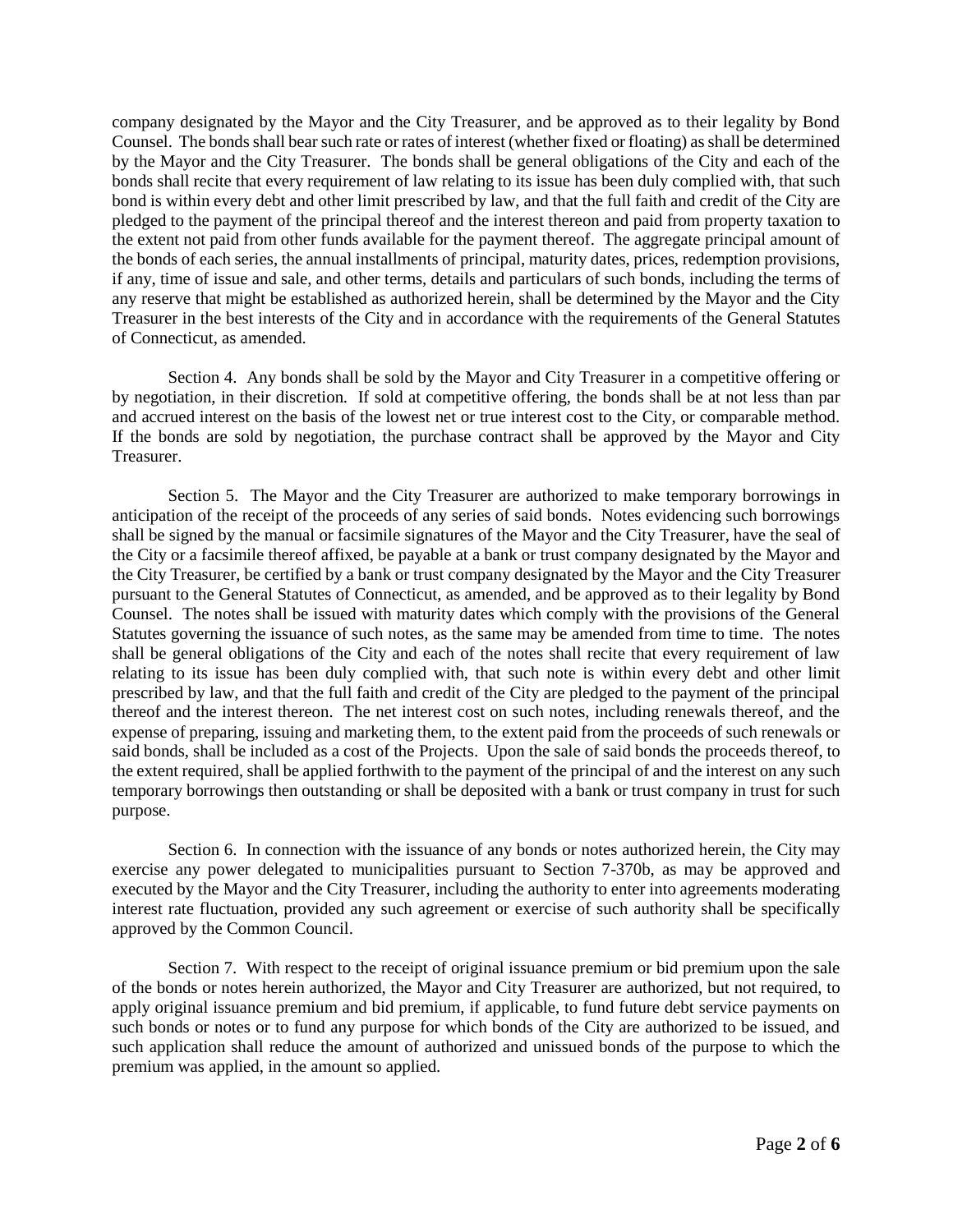company designated by the Mayor and the City Treasurer, and be approved as to their legality by Bond Counsel. The bonds shall bear such rate or rates of interest (whether fixed or floating) as shall be determined by the Mayor and the City Treasurer. The bonds shall be general obligations of the City and each of the bonds shall recite that every requirement of law relating to its issue has been duly complied with, that such bond is within every debt and other limit prescribed by law, and that the full faith and credit of the City are pledged to the payment of the principal thereof and the interest thereon and paid from property taxation to the extent not paid from other funds available for the payment thereof. The aggregate principal amount of the bonds of each series, the annual installments of principal, maturity dates, prices, redemption provisions, if any, time of issue and sale, and other terms, details and particulars of such bonds, including the terms of any reserve that might be established as authorized herein, shall be determined by the Mayor and the City Treasurer in the best interests of the City and in accordance with the requirements of the General Statutes of Connecticut, as amended.

Section 4. Any bonds shall be sold by the Mayor and City Treasurer in a competitive offering or by negotiation, in their discretion. If sold at competitive offering, the bonds shall be at not less than par and accrued interest on the basis of the lowest net or true interest cost to the City, or comparable method. If the bonds are sold by negotiation, the purchase contract shall be approved by the Mayor and City Treasurer.

Section 5. The Mayor and the City Treasurer are authorized to make temporary borrowings in anticipation of the receipt of the proceeds of any series of said bonds. Notes evidencing such borrowings shall be signed by the manual or facsimile signatures of the Mayor and the City Treasurer, have the seal of the City or a facsimile thereof affixed, be payable at a bank or trust company designated by the Mayor and the City Treasurer, be certified by a bank or trust company designated by the Mayor and the City Treasurer pursuant to the General Statutes of Connecticut, as amended, and be approved as to their legality by Bond Counsel. The notes shall be issued with maturity dates which comply with the provisions of the General Statutes governing the issuance of such notes, as the same may be amended from time to time. The notes shall be general obligations of the City and each of the notes shall recite that every requirement of law relating to its issue has been duly complied with, that such note is within every debt and other limit prescribed by law, and that the full faith and credit of the City are pledged to the payment of the principal thereof and the interest thereon. The net interest cost on such notes, including renewals thereof, and the expense of preparing, issuing and marketing them, to the extent paid from the proceeds of such renewals or said bonds, shall be included as a cost of the Projects. Upon the sale of said bonds the proceeds thereof, to the extent required, shall be applied forthwith to the payment of the principal of and the interest on any such temporary borrowings then outstanding or shall be deposited with a bank or trust company in trust for such purpose.

Section 6. In connection with the issuance of any bonds or notes authorized herein, the City may exercise any power delegated to municipalities pursuant to Section 7-370b, as may be approved and executed by the Mayor and the City Treasurer, including the authority to enter into agreements moderating interest rate fluctuation, provided any such agreement or exercise of such authority shall be specifically approved by the Common Council.

Section 7. With respect to the receipt of original issuance premium or bid premium upon the sale of the bonds or notes herein authorized, the Mayor and City Treasurer are authorized, but not required, to apply original issuance premium and bid premium, if applicable, to fund future debt service payments on such bonds or notes or to fund any purpose for which bonds of the City are authorized to be issued, and such application shall reduce the amount of authorized and unissued bonds of the purpose to which the premium was applied, in the amount so applied.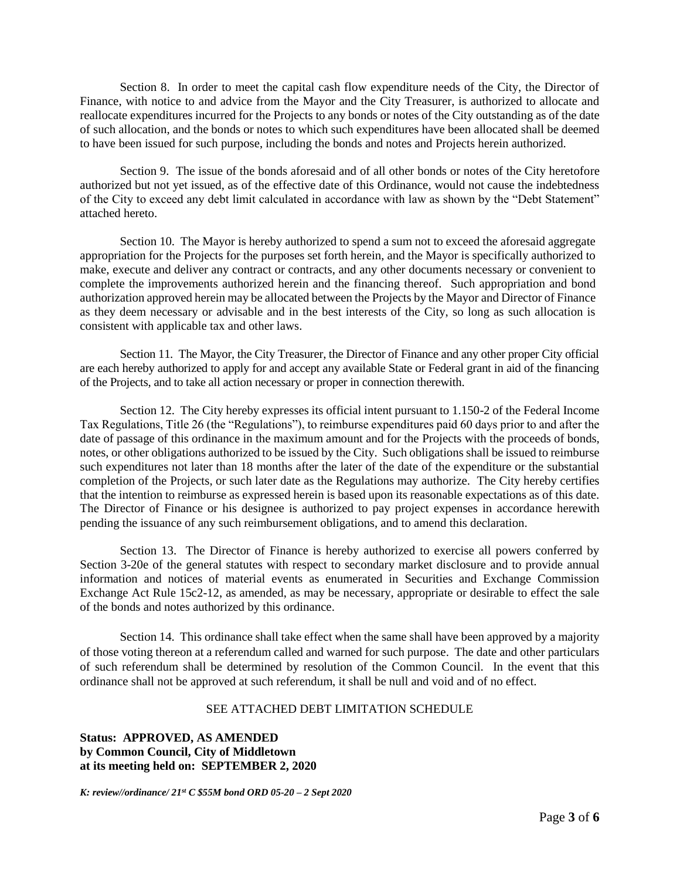Section 8. In order to meet the capital cash flow expenditure needs of the City, the Director of Finance, with notice to and advice from the Mayor and the City Treasurer, is authorized to allocate and reallocate expenditures incurred for the Projects to any bonds or notes of the City outstanding as of the date of such allocation, and the bonds or notes to which such expenditures have been allocated shall be deemed to have been issued for such purpose, including the bonds and notes and Projects herein authorized.

Section 9. The issue of the bonds aforesaid and of all other bonds or notes of the City heretofore authorized but not yet issued, as of the effective date of this Ordinance, would not cause the indebtedness of the City to exceed any debt limit calculated in accordance with law as shown by the "Debt Statement" attached hereto.

Section 10. The Mayor is hereby authorized to spend a sum not to exceed the aforesaid aggregate appropriation for the Projects for the purposes set forth herein, and the Mayor is specifically authorized to make, execute and deliver any contract or contracts, and any other documents necessary or convenient to complete the improvements authorized herein and the financing thereof. Such appropriation and bond authorization approved herein may be allocated between the Projects by the Mayor and Director of Finance as they deem necessary or advisable and in the best interests of the City, so long as such allocation is consistent with applicable tax and other laws.

Section 11. The Mayor, the City Treasurer, the Director of Finance and any other proper City official are each hereby authorized to apply for and accept any available State or Federal grant in aid of the financing of the Projects, and to take all action necessary or proper in connection therewith.

Section 12. The City hereby expresses its official intent pursuant to 1.150-2 of the Federal Income Tax Regulations, Title 26 (the "Regulations"), to reimburse expenditures paid 60 days prior to and after the date of passage of this ordinance in the maximum amount and for the Projects with the proceeds of bonds, notes, or other obligations authorized to be issued by the City. Such obligations shall be issued to reimburse such expenditures not later than 18 months after the later of the date of the expenditure or the substantial completion of the Projects, or such later date as the Regulations may authorize. The City hereby certifies that the intention to reimburse as expressed herein is based upon its reasonable expectations as of this date. The Director of Finance or his designee is authorized to pay project expenses in accordance herewith pending the issuance of any such reimbursement obligations, and to amend this declaration.

Section 13. The Director of Finance is hereby authorized to exercise all powers conferred by Section 3-20e of the general statutes with respect to secondary market disclosure and to provide annual information and notices of material events as enumerated in Securities and Exchange Commission Exchange Act Rule 15c2-12, as amended, as may be necessary, appropriate or desirable to effect the sale of the bonds and notes authorized by this ordinance.

Section 14. This ordinance shall take effect when the same shall have been approved by a majority of those voting thereon at a referendum called and warned for such purpose. The date and other particulars of such referendum shall be determined by resolution of the Common Council. In the event that this ordinance shall not be approved at such referendum, it shall be null and void and of no effect.

SEE ATTACHED DEBT LIMITATION SCHEDULE

**Status: APPROVED, AS AMENDED**
**by Common Council, City of Middletown**
**at its meeting held on: SEPTEMBER 2, 2020**

***K: review//ordinance/ 21st C $55M bond ORD 05-20 – 2 Sept 2020***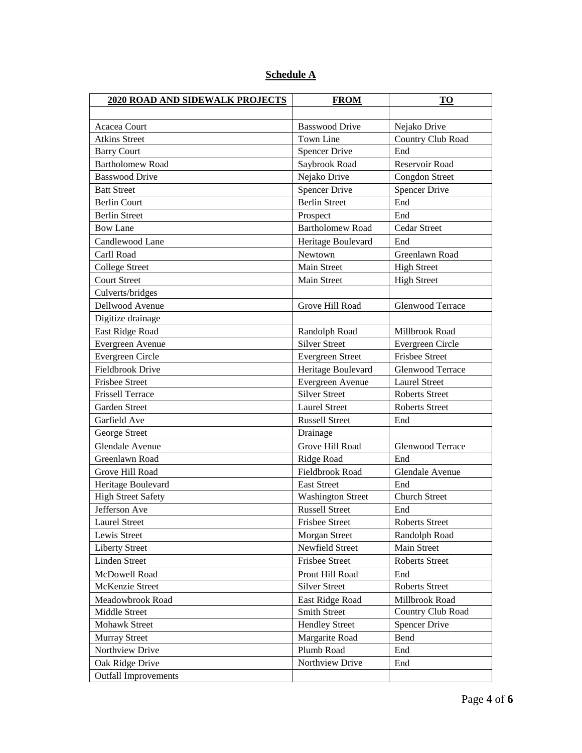## Schedule A

| 2020 ROAD AND SIDEWALK PROJECTS | FROM | TO |
|---|---|---|
| | | |
| Acacea Court | Basswood Drive | Nejako Drive |
| Atkins Street | Town Line | Country Club Road |
| Barry Court | Spencer Drive | End |
| Bartholomew Road | Saybrook Road | Reservoir Road |
| Basswood Drive | Nejako Drive | Congdon Street |
| Batt Street | Spencer Drive | Spencer Drive |
| Berlin Court | Berlin Street | End |
| Berlin Street | Prospect | End |
| Bow Lane | Bartholomew Road | Cedar Street |
| Candlewood Lane | Heritage Boulevard | End |
| Carll Road | Newtown | Greenlawn Road |
| College Street | Main Street | High Street |
| Court Street | Main Street | High Street |
| Culverts/bridges | | |
| Dellwood Avenue | Grove Hill Road | Glenwood Terrace |
| Digitize drainage | | |
| East Ridge Road | Randolph Road | Millbrook Road |
| Evergreen Avenue | Silver Street | Evergreen Circle |
| Evergreen Circle | Evergreen Street | Frisbee Street |
| Fieldbrook Drive | Heritage Boulevard | Glenwood Terrace |
| Frisbee Street | Evergreen Avenue | Laurel Street |
| Frissell Terrace | Silver Street | Roberts Street |
| Garden Street | Laurel Street | Roberts Street |
| Garfield Ave | Russell Street | End |
| George Street | Drainage | |
| Glendale Avenue | Grove Hill Road | Glenwood Terrace |
| Greenlawn Road | Ridge Road | End |
| Grove Hill Road | Fieldbrook Road | Glendale Avenue |
| Heritage Boulevard | East Street | End |
| High Street Safety | Washington Street | Church Street |
| Jefferson Ave | Russell Street | End |
| Laurel Street | Frisbee Street | Roberts Street |
| Lewis Street | Morgan Street | Randolph Road |
| Liberty Street | Newfield Street | Main Street |
| Linden Street | Frisbee Street | Roberts Street |
| McDowell Road | Prout Hill Road | End |
| McKenzie Street | Silver Street | Roberts Street |
| Meadowbrook Road | East Ridge Road | Millbrook Road |
| Middle Street | Smith Street | Country Club Road |
| Mohawk Street | Hendley Street | Spencer Drive |
| Murray Street | Margarite Road | Bend |
| Northview Drive | Plumb Road | End |
| Oak Ridge Drive | Northview Drive | End |
| Outfall Improvements | | |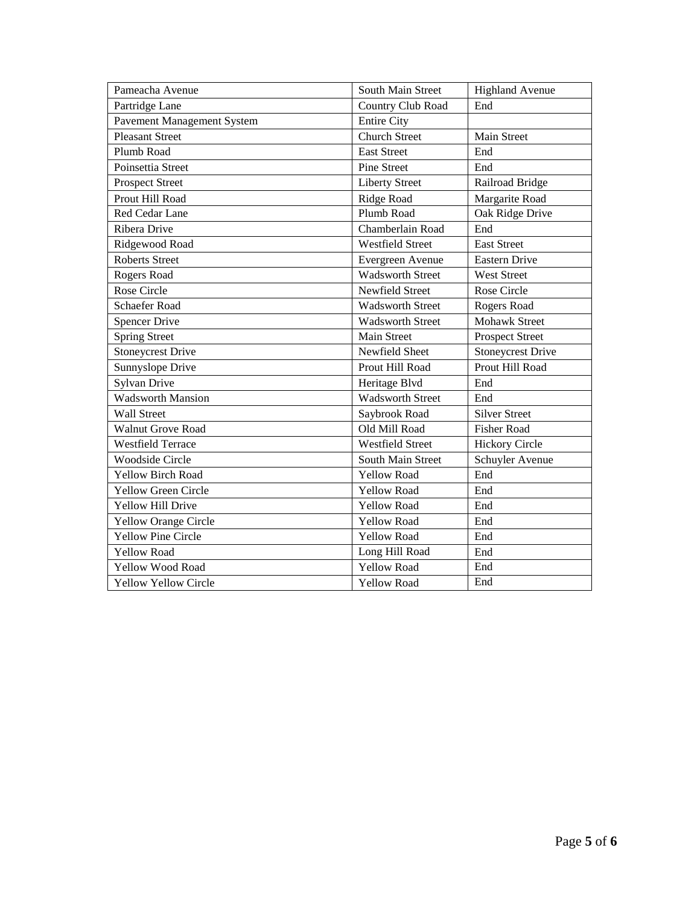| Pameacha Avenue | South Main Street | Highland Avenue |
|---|---|---|
| Partridge Lane | Country Club Road | End |
| Pavement Management System | Entire City | |
| Pleasant Street | Church Street | Main Street |
| Plumb Road | East Street | End |
| Poinsettia Street | Pine Street | End |
| Prospect Street | Liberty Street | Railroad Bridge |
| Prout Hill Road | Ridge Road | Margarite Road |
| Red Cedar Lane | Plumb Road | Oak Ridge Drive |
| Ribera Drive | Chamberlain Road | End |
| Ridgewood Road | Westfield Street | East Street |
| Roberts Street | Evergreen Avenue | Eastern Drive |
| Rogers Road | Wadsworth Street | West Street |
| Rose Circle | Newfield Street | Rose Circle |
| Schaefer Road | Wadsworth Street | Rogers Road |
| Spencer Drive | Wadsworth Street | Mohawk Street |
| Spring Street | Main Street | Prospect Street |
| Stoneycrest Drive | Newfield Sheet | Stoneycrest Drive |
| Sunnyslope Drive | Prout Hill Road | Prout Hill Road |
| Sylvan Drive | Heritage Blvd | End |
| Wadsworth Mansion | Wadsworth Street | End |
| Wall Street | Saybrook Road | Silver Street |
| Walnut Grove Road | Old Mill Road | Fisher Road |
| Westfield Terrace | Westfield Street | Hickory Circle |
| Woodside Circle | South Main Street | Schuyler Avenue |
| Yellow Birch Road | Yellow Road | End |
| Yellow Green Circle | Yellow Road | End |
| Yellow Hill Drive | Yellow Road | End |
| Yellow Orange Circle | Yellow Road | End |
| Yellow Pine Circle | Yellow Road | End |
| Yellow Road | Long Hill Road | End |
| Yellow Wood Road | Yellow Road | End |
| Yellow Yellow Circle | Yellow Road | End |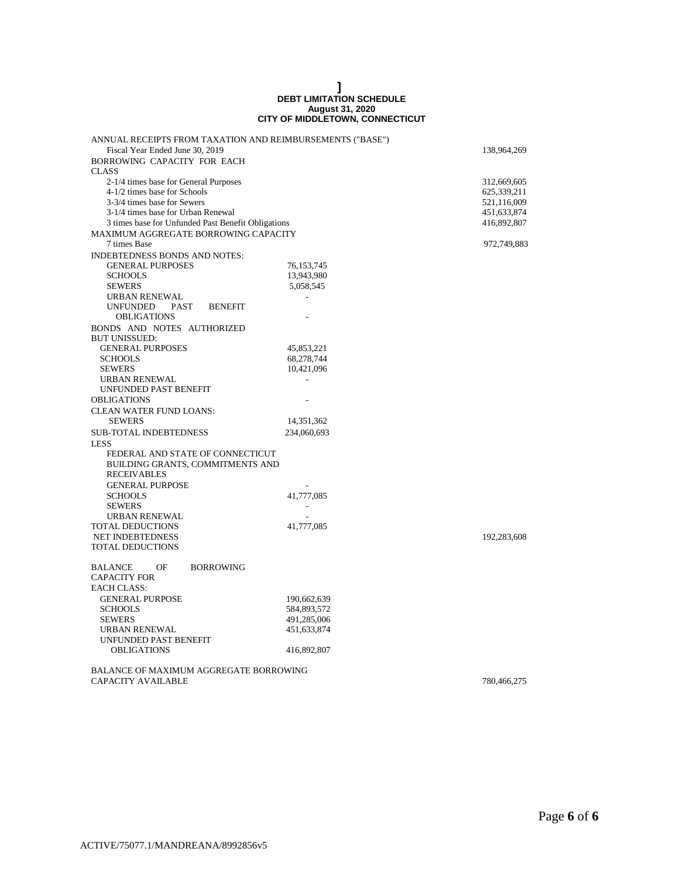]

**DEBT LIMITATION SCHEDULE**
**August 31, 2020**
**CITY OF MIDDLETOWN, CONNECTICUT**

| | | |
|---|---|---|
| ANNUAL RECEIPTS FROM TAXATION AND REIMBURSEMENTS ("BASE") | | |
| Fiscal Year Ended June 30, 2019 | | 138,964,269 |
| BORROWING CAPACITY FOR EACH CLASS | | |
| 2-1/4 times base for General Purposes | | 312,669,605 |
| 4-1/2 times base for Schools | | 625,339,211 |
| 3-3/4 times base for Sewers | | 521,116,009 |
| 3-1/4 times base for Urban Renewal | | 451,633,874 |
| 3 times base for Unfunded Past Benefit Obligations | | 416,892,807 |
| MAXIMUM AGGREGATE BORROWING CAPACITY | | |
| 7 times Base | | 972,749,883 |
| INDEBTEDNESS BONDS AND NOTES: | | |
| GENERAL PURPOSES | 76,153,745 | |
| SCHOOLS | 13,943,980 | |
| SEWERS | 5,058,545 | |
| URBAN RENEWAL | - | |
| UNFUNDED PAST BENEFIT OBLIGATIONS | - | |
| BONDS AND NOTES AUTHORIZED BUT UNISSUED: | | |
| GENERAL PURPOSES | 45,853,221 | |
| SCHOOLS | 68,278,744 | |
| SEWERS | 10,421,096 | |
| URBAN RENEWAL | - | |
| UNFUNDED PAST BENEFIT OBLIGATIONS | - | |
| CLEAN WATER FUND LOANS: | | |
| SEWERS | 14,351,362 | |
| SUB-TOTAL INDEBTEDNESS | 234,060,693 | |
| LESS | | |
| FEDERAL AND STATE OF CONNECTICUT BUILDING GRANTS, COMMITMENTS AND RECEIVABLES | | |
| GENERAL PURPOSE | - | |
| SCHOOLS | 41,777,085 | |
| SEWERS | - | |
| URBAN RENEWAL | - | |
| TOTAL DEDUCTIONS | 41,777,085 | |
| NET INDEBTEDNESS | | 192,283,608 |
| TOTAL DEDUCTIONS | | |
| BALANCE OF BORROWING CAPACITY FOR EACH CLASS: | | |
| GENERAL PURPOSE | 190,662,639 | |
| SCHOOLS | 584,893,572 | |
| SEWERS | 491,285,006 | |
| URBAN RENEWAL | 451,633,874 | |
| UNFUNDED PAST BENEFIT OBLIGATIONS | 416,892,807 | |
| BALANCE OF MAXIMUM AGGREGATE BORROWING CAPACITY AVAILABLE | | 780,466,275 |

ACTIVE/75077.1/MANDREANA/8992856v5